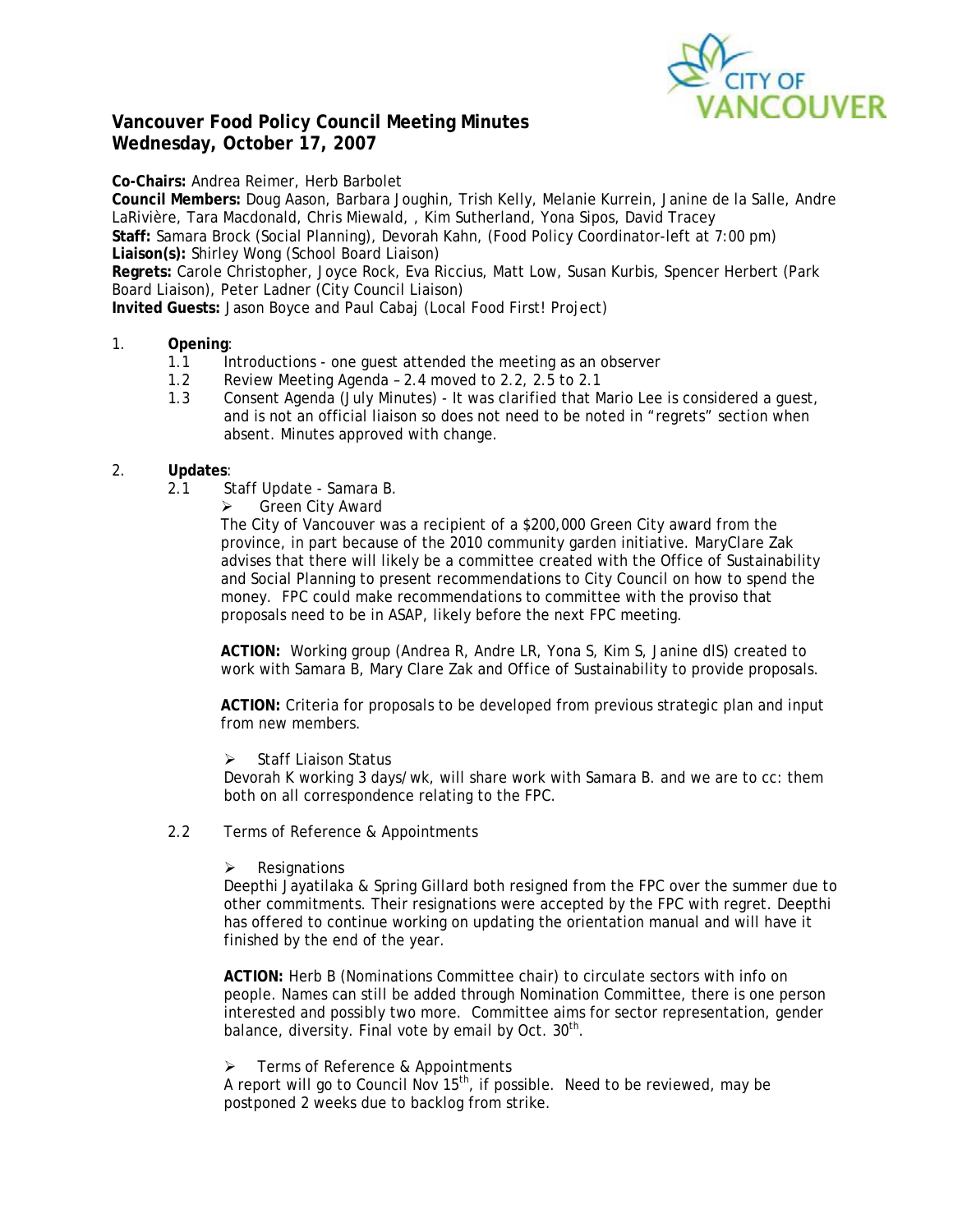# Vancouver Food Policy Council Meeting Minutes
## Wednesday, October 17, 2007

**Co-Chairs:** Andrea Reimer, Herb Barbolet
**Council Members:** Doug Aason, Barbara Joughin, Trish Kelly, Melanie Kurrein, Janine de la Salle, Andre LaRivière, Tara Macdonald, Chris Miewald, , Kim Sutherland, Yona Sipos, David Tracey
**Staff:** Samara Brock (Social Planning), Devorah Kahn, (Food Policy Coordinator-left at 7:00 pm)
**Liaison(s):** Shirley Wong (School Board Liaison)
**Regrets:** Carole Christopher, Joyce Rock, Eva Riccius, Matt Low, Susan Kurbis, Spencer Herbert (Park Board Liaison), Peter Ladner (City Council Liaison)
**Invited Guests:** Jason Boyce and Paul Cabaj (Local Food First! Project)

1. **Opening**:
   - 1.1 Introductions - one guest attended the meeting as an observer
   - 1.2 Review Meeting Agenda – 2.4 moved to 2.2, 2.5 to 2.1
   - 1.3 Consent Agenda (July Minutes) - It was clarified that Mario Lee is considered a guest, and is not an official liaison so does not need to be noted in "regrets" section when absent. Minutes approved with change.

2. **Updates**:
   - 2.1 Staff Update - Samara B.
     - Green City Award

       The City of Vancouver was a recipient of a $200,000 Green City award from the province, in part because of the 2010 community garden initiative. MaryClare Zak advises that there will likely be a committee created with the Office of Sustainability and Social Planning to present recommendations to City Council on how to spend the money. FPC could make recommendations to committee with the proviso that proposals need to be in ASAP, likely before the next FPC meeting.

       **ACTION:** Working group (Andrea R, Andre LR, Yona S, Kim S, Janine dlS) created to work with Samara B, Mary Clare Zak and Office of Sustainability to provide proposals.

       **ACTION:** Criteria for proposals to be developed from previous strategic plan and input from new members.

     - Staff Liaison Status

       Devorah K working 3 days/wk, will share work with Samara B. and we are to cc: them both on all correspondence relating to the FPC.

   - 2.2 Terms of Reference & Appointments
     - Resignations

       Deepthi Jayatilaka & Spring Gillard both resigned from the FPC over the summer due to other commitments. Their resignations were accepted by the FPC with regret. Deepthi has offered to continue working on updating the orientation manual and will have it finished by the end of the year.

       **ACTION:** Herb B (Nominations Committee chair) to circulate sectors with info on people. Names can still be added through Nomination Committee, there is one person interested and possibly two more. Committee aims for sector representation, gender balance, diversity. Final vote by email by Oct. 30th.

     - Terms of Reference & Appointments

       A report will go to Council Nov 15th, if possible. Need to be reviewed, may be postponed 2 weeks due to backlog from strike.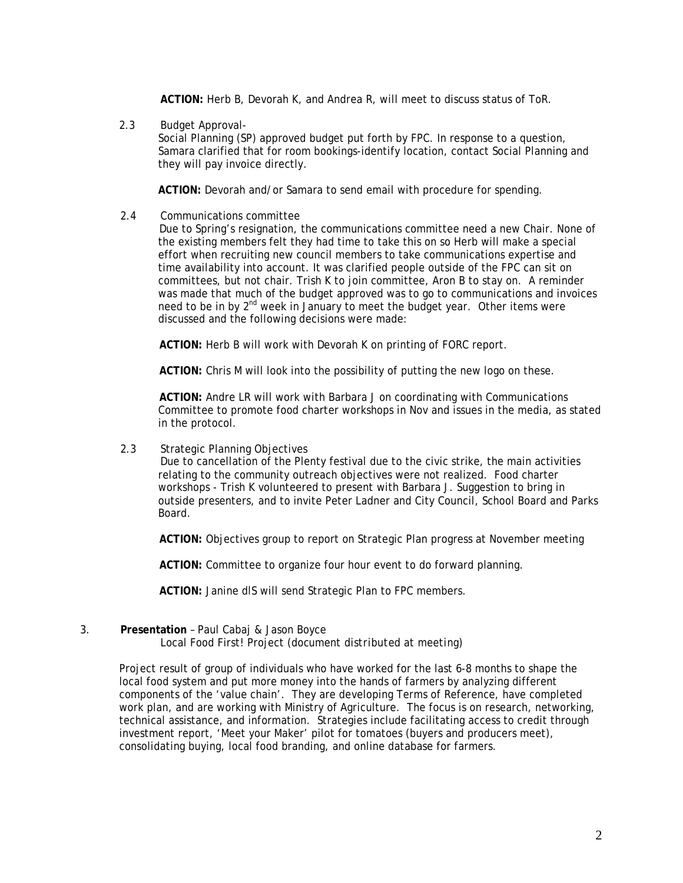**ACTION:** Herb B, Devorah K, and Andrea R, will meet to discuss status of ToR.

2.3 Budget Approval-

Social Planning (SP) approved budget put forth by FPC. In response to a question, Samara clarified that for room bookings-identify location, contact Social Planning and they will pay invoice directly.

**ACTION:** Devorah and/or Samara to send email with procedure for spending.

2.4 Communications committee

Due to Spring's resignation, the communications committee need a new Chair. None of the existing members felt they had time to take this on so Herb will make a special effort when recruiting new council members to take communications expertise and time availability into account. It was clarified people outside of the FPC can sit on committees, but not chair. Trish K to join committee, Aron B to stay on. A reminder was made that much of the budget approved was to go to communications and invoices need to be in by 2nd week in January to meet the budget year. Other items were discussed and the following decisions were made:

**ACTION:** Herb B will work with Devorah K on printing of FORC report.

**ACTION:** Chris M will look into the possibility of putting the new logo on these.

**ACTION:** Andre LR will work with Barbara J on coordinating with Communications Committee to promote food charter workshops in Nov and issues in the media, as stated in the protocol.

2.3 Strategic Planning Objectives

Due to cancellation of the Plenty festival due to the civic strike, the main activities relating to the community outreach objectives were not realized. Food charter workshops - Trish K volunteered to present with Barbara J. Suggestion to bring in outside presenters, and to invite Peter Ladner and City Council, School Board and Parks Board.

**ACTION:** Objectives group to report on Strategic Plan progress at November meeting

**ACTION:** Committee to organize four hour event to do forward planning.

**ACTION:** Janine dlS will send Strategic Plan to FPC members.

3. **Presentation** – Paul Cabaj & Jason Boyce

Local Food First! Project (*document distributed at meeting*)

Project result of group of individuals who have worked for the last 6-8 months to shape the local food system and put more money into the hands of farmers by analyzing different components of the 'value chain'. They are developing Terms of Reference, have completed work plan, and are working with Ministry of Agriculture. The focus is on research, networking, technical assistance, and information. Strategies include facilitating access to credit through investment report, 'Meet your Maker' pilot for tomatoes (buyers and producers meet), consolidating buying, local food branding, and online database for farmers.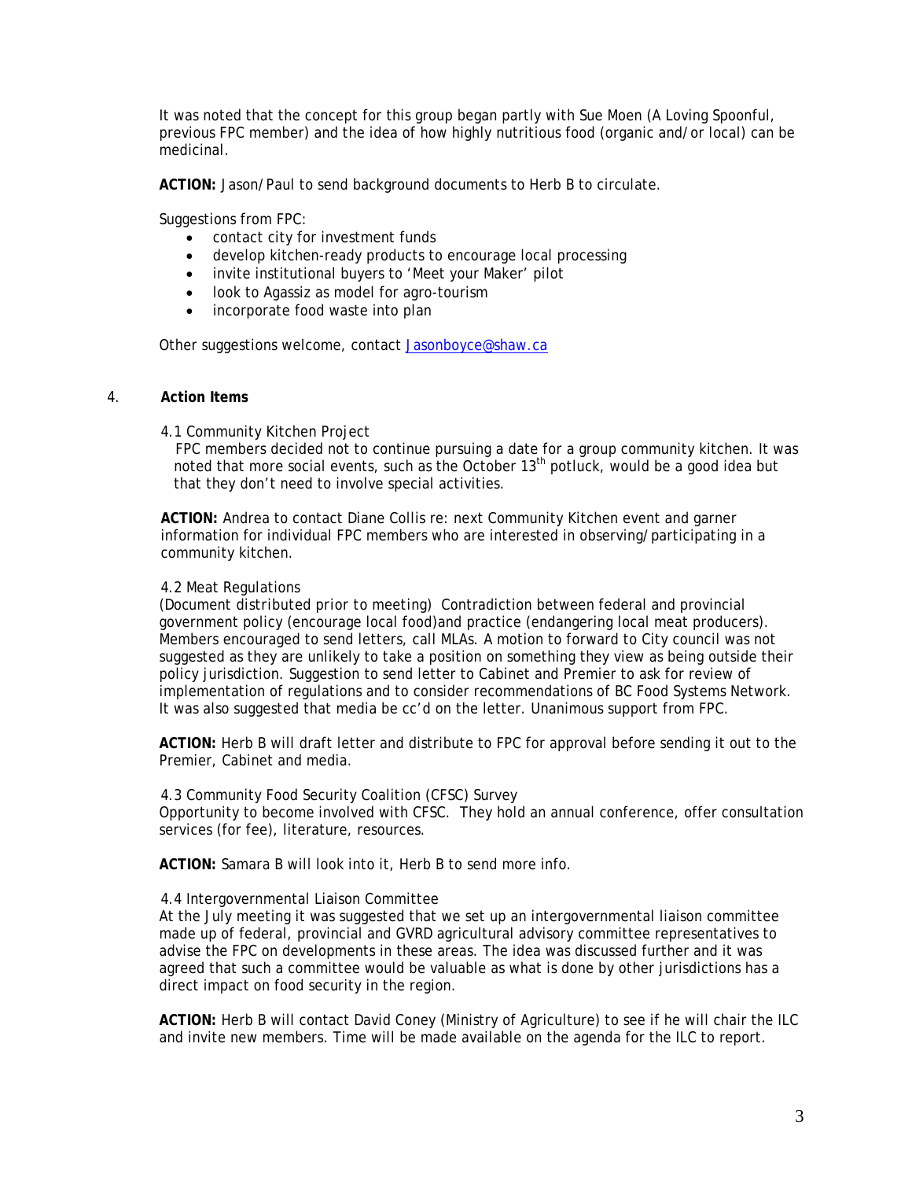It was noted that the concept for this group began partly with Sue Moen (A Loving Spoonful, previous FPC member) and the idea of how highly nutritious food (organic and/or local) can be medicinal.

**ACTION:** Jason/Paul to send background documents to Herb B to circulate.

Suggestions from FPC:

- contact city for investment funds
- develop kitchen-ready products to encourage local processing
- invite institutional buyers to 'Meet your Maker' pilot
- look to Agassiz as model for agro-tourism
- incorporate food waste into plan

Other suggestions welcome, contact Jasonboyce@shaw.ca

## 4. Action Items

### 4.1 Community Kitchen Project

FPC members decided not to continue pursuing a date for a group community kitchen. It was noted that more social events, such as the October 13th potluck, would be a good idea but that they don't need to involve special activities.

**ACTION:** Andrea to contact Diane Collis re: next Community Kitchen event and garner information for individual FPC members who are interested in observing/participating in a community kitchen.

### 4.2 Meat Regulations

*(Document distributed prior to meeting)* Contradiction between federal and provincial government policy (encourage local food)and practice (endangering local meat producers). Members encouraged to send letters, call MLAs. A motion to forward to City council was not suggested as they are unlikely to take a position on something they view as being outside their policy jurisdiction. Suggestion to send letter to Cabinet and Premier to ask for review of implementation of regulations and to consider recommendations of BC Food Systems Network. It was also suggested that media be cc'd on the letter. Unanimous support from FPC.

**ACTION:** Herb B will draft letter and distribute to FPC for approval before sending it out to the Premier, Cabinet and media.

### 4.3 Community Food Security Coalition (CFSC) Survey

Opportunity to become involved with CFSC. They hold an annual conference, offer consultation services (for fee), literature, resources.

**ACTION:** Samara B will look into it, Herb B to send more info.

### 4.4 Intergovernmental Liaison Committee

At the July meeting it was suggested that we set up an intergovernmental liaison committee made up of federal, provincial and GVRD agricultural advisory committee representatives to advise the FPC on developments in these areas. The idea was discussed further and it was agreed that such a committee would be valuable as what is done by other jurisdictions has a direct impact on food security in the region.

**ACTION:** Herb B will contact David Coney (Ministry of Agriculture) to see if he will chair the ILC and invite new members. Time will be made available on the agenda for the ILC to report.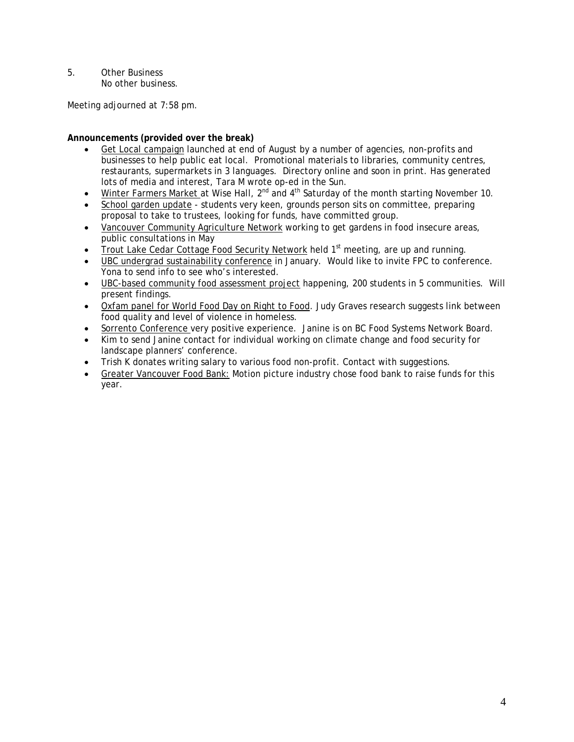5. Other Business
   No other business.

Meeting adjourned at 7:58 pm.

**Announcements (provided over the break)**

- Get Local campaign launched at end of August by a number of agencies, non-profits and businesses to help public eat local. Promotional materials to libraries, community centres, restaurants, supermarkets in 3 languages. Directory online and soon in print. Has generated lots of media and interest, Tara M wrote op-ed in the Sun.
- Winter Farmers Market at Wise Hall, 2nd and 4th Saturday of the month starting November 10.
- School garden update - students very keen, grounds person sits on committee, preparing proposal to take to trustees, looking for funds, have committed group.
- Vancouver Community Agriculture Network working to get gardens in food insecure areas, public consultations in May
- Trout Lake Cedar Cottage Food Security Network held 1st meeting, are up and running.
- UBC undergrad sustainability conference in January. Would like to invite FPC to conference. Yona to send info to see who's interested.
- UBC-based community food assessment project happening, 200 students in 5 communities. Will present findings.
- Oxfam panel for World Food Day on Right to Food. Judy Graves research suggests link between food quality and level of violence in homeless.
- Sorrento Conference very positive experience. Janine is on BC Food Systems Network Board.
- Kim to send Janine contact for individual working on climate change and food security for landscape planners' conference.
- Trish K donates writing salary to various food non-profit. Contact with suggestions.
- Greater Vancouver Food Bank: Motion picture industry chose food bank to raise funds for this year.